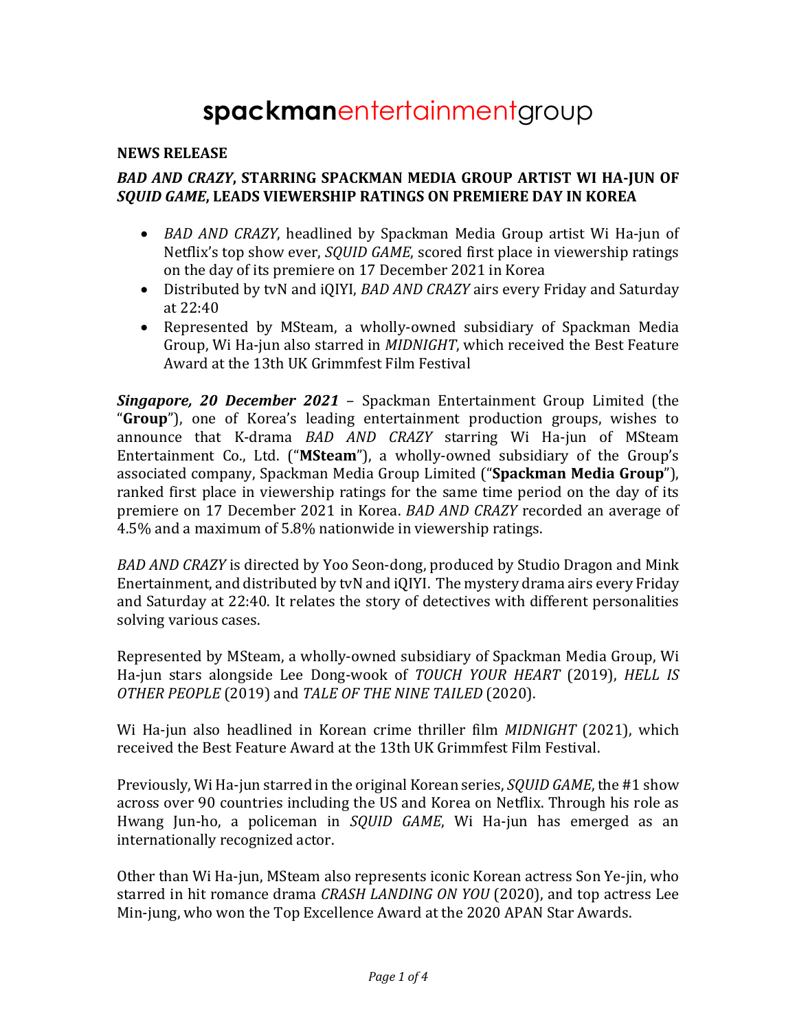# **spackman**entertainmentgroup

**NEWS RELEASE**

## ***BAD AND CRAZY*, STARRING SPACKMAN MEDIA GROUP ARTIST WI HA-JUN OF *SQUID GAME*, LEADS VIEWERSHIP RATINGS ON PREMIERE DAY IN KOREA**

- *BAD AND CRAZY*, headlined by Spackman Media Group artist Wi Ha-jun of Netflix's top show ever, *SQUID GAME*, scored first place in viewership ratings on the day of its premiere on 17 December 2021 in Korea
- Distributed by tvN and iQIYI, *BAD AND CRAZY* airs every Friday and Saturday at 22:40
- Represented by MSteam, a wholly-owned subsidiary of Spackman Media Group, Wi Ha-jun also starred in *MIDNIGHT*, which received the Best Feature Award at the 13th UK Grimmfest Film Festival

***Singapore, 20 December 2021*** – Spackman Entertainment Group Limited (the "**Group**"), one of Korea's leading entertainment production groups, wishes to announce that K-drama *BAD AND CRAZY* starring Wi Ha-jun of MSteam Entertainment Co., Ltd. ("**MSteam**"), a wholly-owned subsidiary of the Group's associated company, Spackman Media Group Limited ("**Spackman Media Group**"), ranked first place in viewership ratings for the same time period on the day of its premiere on 17 December 2021 in Korea. *BAD AND CRAZY* recorded an average of 4.5% and a maximum of 5.8% nationwide in viewership ratings.

*BAD AND CRAZY* is directed by Yoo Seon-dong, produced by Studio Dragon and Mink Enertainment, and distributed by tvN and iQIYI. The mystery drama airs every Friday and Saturday at 22:40. It relates the story of detectives with different personalities solving various cases.

Represented by MSteam, a wholly-owned subsidiary of Spackman Media Group, Wi Ha-jun stars alongside Lee Dong-wook of *TOUCH YOUR HEART* (2019), *HELL IS OTHER PEOPLE* (2019) and *TALE OF THE NINE TAILED* (2020).

Wi Ha-jun also headlined in Korean crime thriller film *MIDNIGHT* (2021), which received the Best Feature Award at the 13th UK Grimmfest Film Festival.

Previously, Wi Ha-jun starred in the original Korean series, *SQUID GAME*, the #1 show across over 90 countries including the US and Korea on Netflix. Through his role as Hwang Jun-ho, a policeman in *SQUID GAME*, Wi Ha-jun has emerged as an internationally recognized actor.

Other than Wi Ha-jun, MSteam also represents iconic Korean actress Son Ye-jin, who starred in hit romance drama *CRASH LANDING ON YOU* (2020), and top actress Lee Min-jung, who won the Top Excellence Award at the 2020 APAN Star Awards.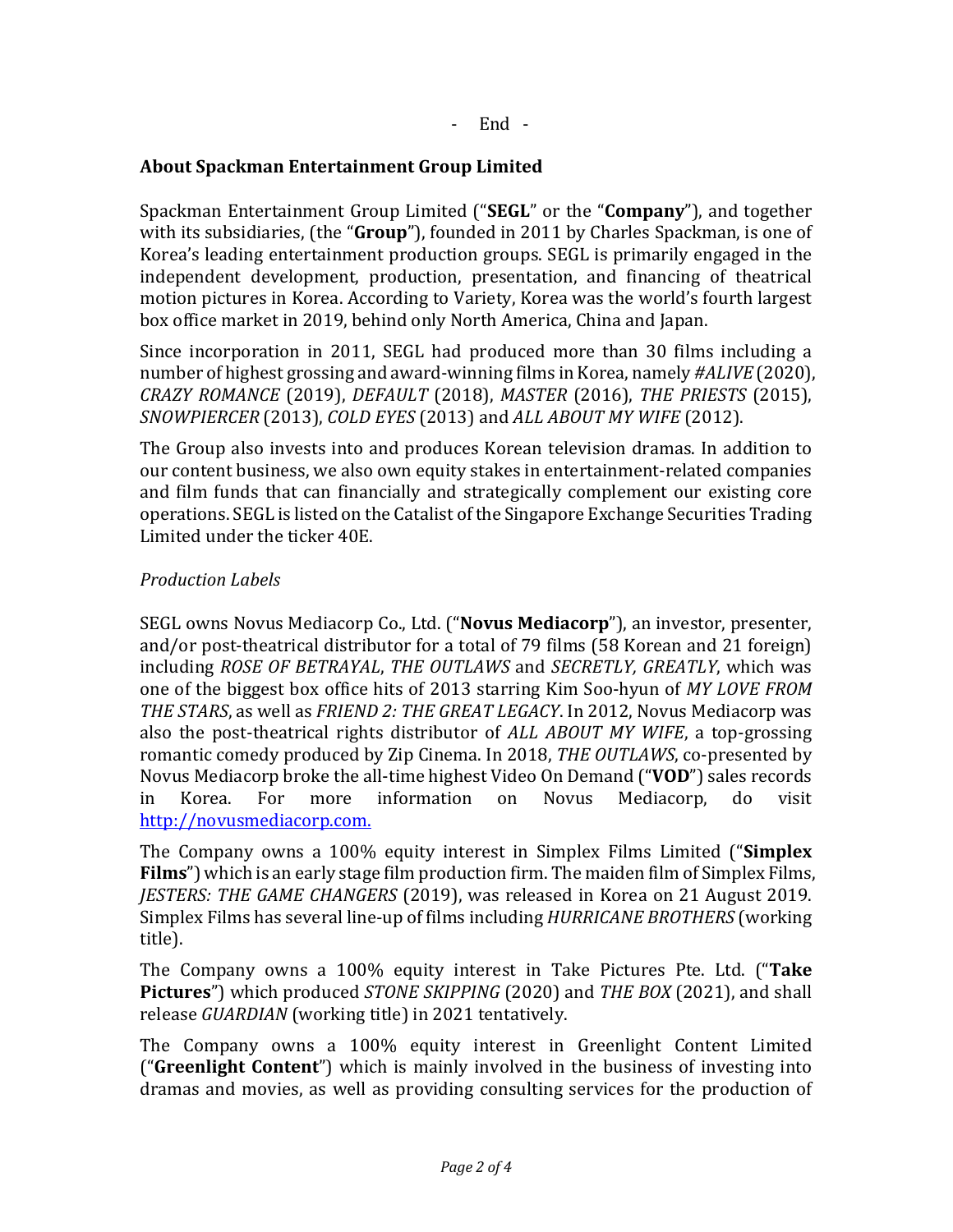- End -

## About Spackman Entertainment Group Limited

Spackman Entertainment Group Limited ("**SEGL**" or the "**Company**"), and together with its subsidiaries, (the "**Group**"), founded in 2011 by Charles Spackman, is one of Korea's leading entertainment production groups. SEGL is primarily engaged in the independent development, production, presentation, and financing of theatrical motion pictures in Korea. According to Variety, Korea was the world's fourth largest box office market in 2019, behind only North America, China and Japan.

Since incorporation in 2011, SEGL had produced more than 30 films including a number of highest grossing and award-winning films in Korea, namely *#ALIVE* (2020), *CRAZY ROMANCE* (2019), *DEFAULT* (2018), *MASTER* (2016), *THE PRIESTS* (2015), *SNOWPIERCER* (2013), *COLD EYES* (2013) and *ALL ABOUT MY WIFE* (2012).

The Group also invests into and produces Korean television dramas. In addition to our content business, we also own equity stakes in entertainment-related companies and film funds that can financially and strategically complement our existing core operations. SEGL is listed on the Catalist of the Singapore Exchange Securities Trading Limited under the ticker 40E.

*Production Labels*

SEGL owns Novus Mediacorp Co., Ltd. ("**Novus Mediacorp**"), an investor, presenter, and/or post-theatrical distributor for a total of 79 films (58 Korean and 21 foreign) including *ROSE OF BETRAYAL*, *THE OUTLAWS* and *SECRETLY, GREATLY*, which was one of the biggest box office hits of 2013 starring Kim Soo-hyun of *MY LOVE FROM THE STARS*, as well as *FRIEND 2: THE GREAT LEGACY*. In 2012, Novus Mediacorp was also the post-theatrical rights distributor of *ALL ABOUT MY WIFE*, a top-grossing romantic comedy produced by Zip Cinema. In 2018, *THE OUTLAWS*, co-presented by Novus Mediacorp broke the all-time highest Video On Demand ("**VOD**") sales records in Korea. For more information on Novus Mediacorp, do visit [http://novusmediacorp.com.](http://novusmediacorp.com)

The Company owns a 100% equity interest in Simplex Films Limited ("**Simplex Films**") which is an early stage film production firm. The maiden film of Simplex Films, *JESTERS: THE GAME CHANGERS* (2019), was released in Korea on 21 August 2019. Simplex Films has several line-up of films including *HURRICANE BROTHERS* (working title).

The Company owns a 100% equity interest in Take Pictures Pte. Ltd. ("**Take Pictures**") which produced *STONE SKIPPING* (2020) and *THE BOX* (2021), and shall release *GUARDIAN* (working title) in 2021 tentatively.

The Company owns a 100% equity interest in Greenlight Content Limited ("**Greenlight Content**") which is mainly involved in the business of investing into dramas and movies, as well as providing consulting services for the production of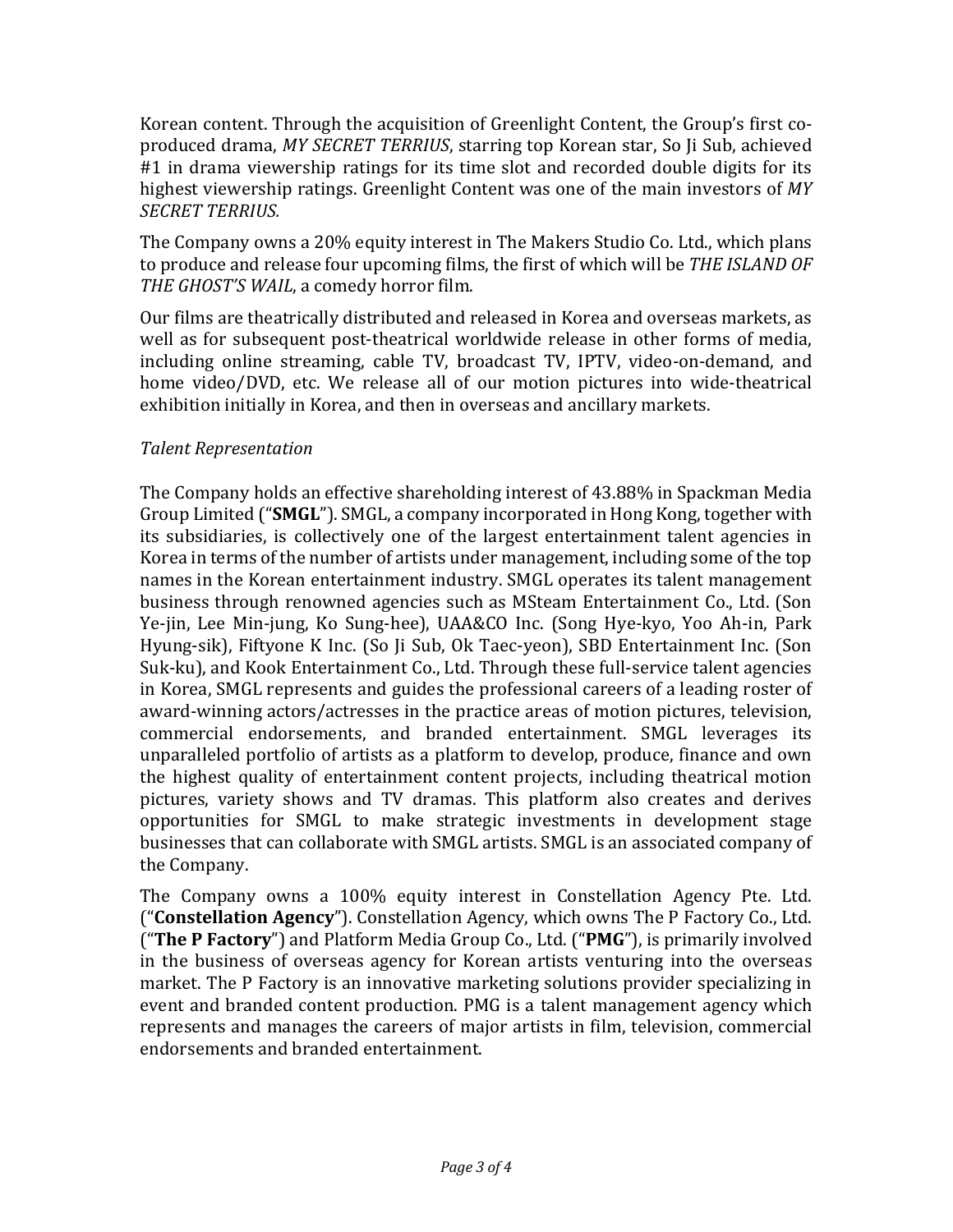Korean content. Through the acquisition of Greenlight Content, the Group's first co-produced drama, *MY SECRET TERRIUS*, starring top Korean star, So Ji Sub, achieved #1 in drama viewership ratings for its time slot and recorded double digits for its highest viewership ratings. Greenlight Content was one of the main investors of *MY SECRET TERRIUS.*

The Company owns a 20% equity interest in The Makers Studio Co. Ltd., which plans to produce and release four upcoming films, the first of which will be *THE ISLAND OF THE GHOST'S WAIL*, a comedy horror film.

Our films are theatrically distributed and released in Korea and overseas markets, as well as for subsequent post-theatrical worldwide release in other forms of media, including online streaming, cable TV, broadcast TV, IPTV, video-on-demand, and home video/DVD, etc. We release all of our motion pictures into wide-theatrical exhibition initially in Korea, and then in overseas and ancillary markets.

*Talent Representation*

The Company holds an effective shareholding interest of 43.88% in Spackman Media Group Limited ("**SMGL**"). SMGL, a company incorporated in Hong Kong, together with its subsidiaries, is collectively one of the largest entertainment talent agencies in Korea in terms of the number of artists under management, including some of the top names in the Korean entertainment industry. SMGL operates its talent management business through renowned agencies such as MSteam Entertainment Co., Ltd. (Son Ye-jin, Lee Min-jung, Ko Sung-hee), UAA&CO Inc. (Song Hye-kyo, Yoo Ah-in, Park Hyung-sik), Fiftyone K Inc. (So Ji Sub, Ok Taec-yeon), SBD Entertainment Inc. (Son Suk-ku), and Kook Entertainment Co., Ltd. Through these full-service talent agencies in Korea, SMGL represents and guides the professional careers of a leading roster of award-winning actors/actresses in the practice areas of motion pictures, television, commercial endorsements, and branded entertainment. SMGL leverages its unparalleled portfolio of artists as a platform to develop, produce, finance and own the highest quality of entertainment content projects, including theatrical motion pictures, variety shows and TV dramas. This platform also creates and derives opportunities for SMGL to make strategic investments in development stage businesses that can collaborate with SMGL artists. SMGL is an associated company of the Company.

The Company owns a 100% equity interest in Constellation Agency Pte. Ltd. ("**Constellation Agency**"). Constellation Agency, which owns The P Factory Co., Ltd. ("**The P Factory**") and Platform Media Group Co., Ltd. ("**PMG**"), is primarily involved in the business of overseas agency for Korean artists venturing into the overseas market. The P Factory is an innovative marketing solutions provider specializing in event and branded content production. PMG is a talent management agency which represents and manages the careers of major artists in film, television, commercial endorsements and branded entertainment.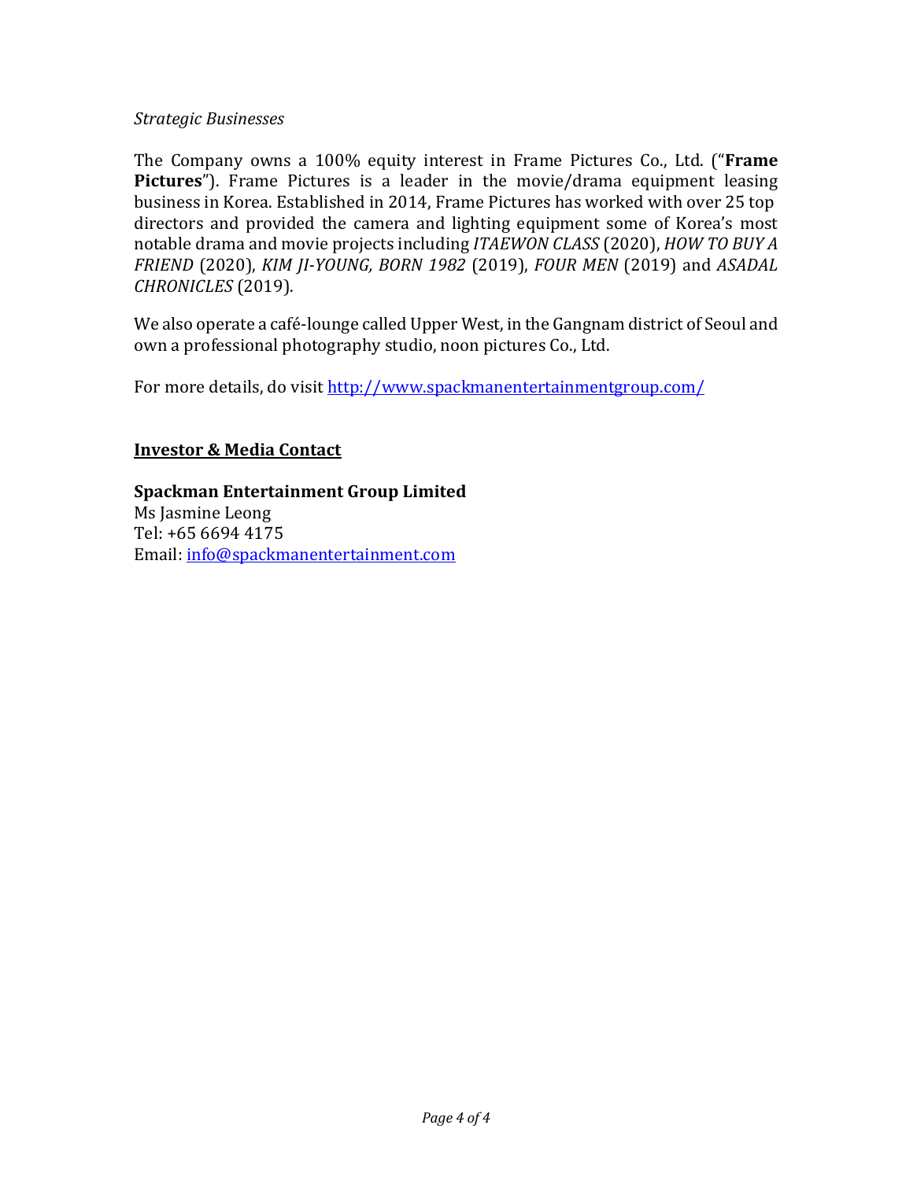*Strategic Businesses*

The Company owns a 100% equity interest in Frame Pictures Co., Ltd. ("**Frame Pictures**"). Frame Pictures is a leader in the movie/drama equipment leasing business in Korea. Established in 2014, Frame Pictures has worked with over 25 top directors and provided the camera and lighting equipment some of Korea's most notable drama and movie projects including *ITAEWON CLASS* (2020), *HOW TO BUY A FRIEND* (2020), *KIM JI-YOUNG, BORN 1982* (2019), *FOUR MEN* (2019) and *ASADAL CHRONICLES* (2019).

We also operate a café-lounge called Upper West, in the Gangnam district of Seoul and own a professional photography studio, noon pictures Co., Ltd.

For more details, do visit http://www.spackmanentertainmentgroup.com/

**Investor & Media Contact**

**Spackman Entertainment Group Limited**
Ms Jasmine Leong
Tel: +65 6694 4175
Email: info@spackmanentertainment.com